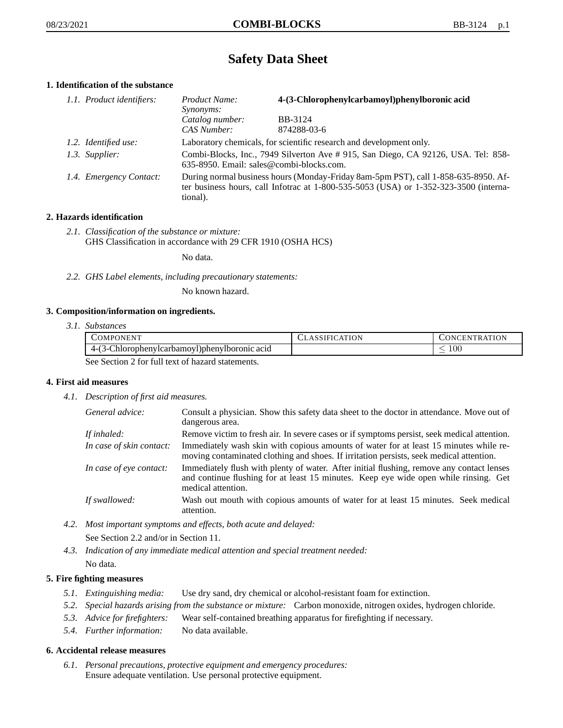# Safety Data Sheet

## 1. Identification of the substance

*1.1. Product identifiers:*

| | |
|---|---|
| *Product Name:* | **4-(3-Chlorophenylcarbamoyl)phenylboronic acid** |
| *Synonyms:* | |
| *Catalog number:* | BB-3124 |
| *CAS Number:* | 874288-03-6 |

*1.2. Identified use:* Laboratory chemicals, for scientific research and development only.

*1.3. Supplier:* Combi-Blocks, Inc., 7949 Silverton Ave # 915, San Diego, CA 92126, USA. Tel: 858-635-8950. Email: sales@combi-blocks.com.

*1.4. Emergency Contact:* During normal business hours (Monday-Friday 8am-5pm PST), call 1-858-635-8950. After business hours, call Infotrac at 1-800-535-5053 (USA) or 1-352-323-3500 (international).

## 2. Hazards identification

*2.1. Classification of the substance or mixture:*
GHS Classification in accordance with 29 CFR 1910 (OSHA HCS)

No data.

*2.2. GHS Label elements, including precautionary statements:*

No known hazard.

## 3. Composition/information on ingredients.

*3.1. Substances*

| Component | Classification | Concentration |
|---|---|---|
| 4-(3-Chlorophenylcarbamoyl)phenylboronic acid | | $\leq 100$ |

See Section 2 for full text of hazard statements.

## 4. First aid measures

*4.1. Description of first aid measures.*

*General advice:* Consult a physician. Show this safety data sheet to the doctor in attendance. Move out of dangerous area.

*If inhaled:* Remove victim to fresh air. In severe cases or if symptoms persist, seek medical attention.

*In case of skin contact:* Immediately wash skin with copious amounts of water for at least 15 minutes while removing contaminated clothing and shoes. If irritation persists, seek medical attention.

*In case of eye contact:* Immediately flush with plenty of water. After initial flushing, remove any contact lenses and continue flushing for at least 15 minutes. Keep eye wide open while rinsing. Get medical attention.

*If swallowed:* Wash out mouth with copious amounts of water for at least 15 minutes. Seek medical attention.

*4.2. Most important symptoms and effects, both acute and delayed:*
See Section 2.2 and/or in Section 11.

*4.3. Indication of any immediate medical attention and special treatment needed:*
No data.

## 5. Fire fighting measures

*5.1. Extinguishing media:* Use dry sand, dry chemical or alcohol-resistant foam for extinction.

*5.2. Special hazards arising from the substance or mixture:* Carbon monoxide, nitrogen oxides, hydrogen chloride.

*5.3. Advice for firefighters:* Wear self-contained breathing apparatus for firefighting if necessary.

*5.4. Further information:* No data available.

## 6. Accidental release measures

*6.1. Personal precautions, protective equipment and emergency procedures:*
Ensure adequate ventilation. Use personal protective equipment.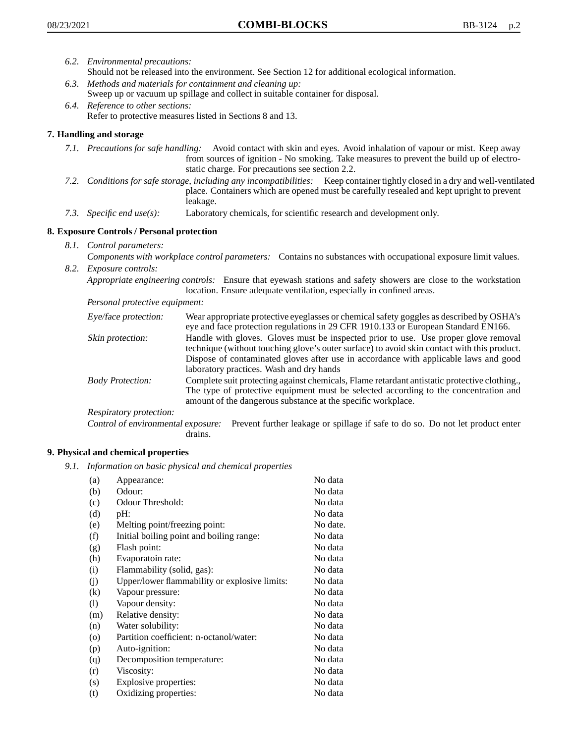*6.2. Environmental precautions:*
Should not be released into the environment. See Section 12 for additional ecological information.

*6.3. Methods and materials for containment and cleaning up:*
Sweep up or vacuum up spillage and collect in suitable container for disposal.

*6.4. Reference to other sections:*
Refer to protective measures listed in Sections 8 and 13.

## 7. Handling and storage

*7.1. Precautions for safe handling:* Avoid contact with skin and eyes. Avoid inhalation of vapour or mist. Keep away from sources of ignition - No smoking. Take measures to prevent the build up of electrostatic charge. For precautions see section 2.2.

*7.2. Conditions for safe storage, including any incompatibilities:* Keep container tightly closed in a dry and well-ventilated place. Containers which are opened must be carefully resealed and kept upright to prevent leakage.

*7.3. Specific end use(s):* Laboratory chemicals, for scientific research and development only.

## 8. Exposure Controls / Personal protection

*8.1. Control parameters:*
*Components with workplace control parameters:* Contains no substances with occupational exposure limit values.

*8.2. Exposure controls:*
*Appropriate engineering controls:* Ensure that eyewash stations and safety showers are close to the workstation location. Ensure adequate ventilation, especially in confined areas.

*Personal protective equipment:*

*Eye/face protection:* Wear appropriate protective eyeglasses or chemical safety goggles as described by OSHA's eye and face protection regulations in 29 CFR 1910.133 or European Standard EN166.

*Skin protection:* Handle with gloves. Gloves must be inspected prior to use. Use proper glove removal technique (without touching glove's outer surface) to avoid skin contact with this product. Dispose of contaminated gloves after use in accordance with applicable laws and good laboratory practices. Wash and dry hands

*Body Protection:* Complete suit protecting against chemicals, Flame retardant antistatic protective clothing., The type of protective equipment must be selected according to the concentration and amount of the dangerous substance at the specific workplace.

*Respiratory protection:*

*Control of environmental exposure:* Prevent further leakage or spillage if safe to do so. Do not let product enter drains.

## 9. Physical and chemical properties

*9.1. Information on basic physical and chemical properties*

| | | |
|---|---|---|
| (a) | Appearance: | No data |
| (b) | Odour: | No data |
| (c) | Odour Threshold: | No data |
| (d) | pH: | No data |
| (e) | Melting point/freezing point: | No date. |
| (f) | Initial boiling point and boiling range: | No data |
| (g) | Flash point: | No data |
| (h) | Evaporatoin rate: | No data |
| (i) | Flammability (solid, gas): | No data |
| (j) | Upper/lower flammability or explosive limits: | No data |
| (k) | Vapour pressure: | No data |
| (l) | Vapour density: | No data |
| (m) | Relative density: | No data |
| (n) | Water solubility: | No data |
| (o) | Partition coefficient: n-octanol/water: | No data |
| (p) | Auto-ignition: | No data |
| (q) | Decomposition temperature: | No data |
| (r) | Viscosity: | No data |
| (s) | Explosive properties: | No data |
| (t) | Oxidizing properties: | No data |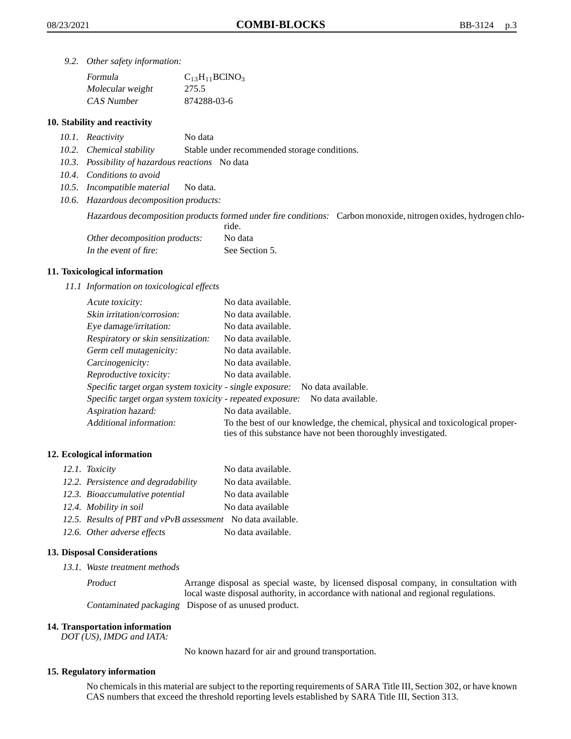*9.2. Other safety information:*

| | |
|---|---|
| *Formula* | $C_{13}H_{11}BClNO_3$ |
| *Molecular weight* | 275.5 |
| *CAS Number* | 874288-03-6 |

### 10. Stability and reactivity

*10.1. Reactivity* No data

*10.2. Chemical stability* Stable under recommended storage conditions.

*10.3. Possibility of hazardous reactions* No data

*10.4. Conditions to avoid*

*10.5. Incompatible material* No data.

*10.6. Hazardous decomposition products:*

*Hazardous decomposition products formed under fire conditions:* Carbon monoxide, nitrogen oxides, hydrogen chloride.

*Other decomposition products:* No data

*In the event of fire:* See Section 5.

### 11. Toxicological information

*11.1 Information on toxicological effects*

| | |
|---|---|
| *Acute toxicity:* | No data available. |
| *Skin irritation/corrosion:* | No data available. |
| *Eye damage/irritation:* | No data available. |
| *Respiratory or skin sensitization:* | No data available. |
| *Germ cell mutagenicity:* | No data available. |
| *Carcinogenicity:* | No data available. |
| *Reproductive toxicity:* | No data available. |
| *Specific target organ system toxicity - single exposure:* | No data available. |
| *Specific target organ system toxicity - repeated exposure:* | No data available. |
| *Aspiration hazard:* | No data available. |
| *Additional information:* | To the best of our knowledge, the chemical, physical and toxicological properties of this substance have not been thoroughly investigated. |

### 12. Ecological information

| | |
|---|---|
| *12.1. Toxicity* | No data available. |
| *12.2. Persistence and degradability* | No data available. |
| *12.3. Bioaccumulative potential* | No data available |
| *12.4. Mobility in soil* | No data available |
| *12.5. Results of PBT and vPvB assessment* | No data available. |
| *12.6. Other adverse effects* | No data available. |

### 13. Disposal Considerations

*13.1. Waste treatment methods*

*Product* Arrange disposal as special waste, by licensed disposal company, in consultation with local waste disposal authority, in accordance with national and regional regulations.

*Contaminated packaging* Dispose of as unused product.

### 14. Transportation information

*DOT (US), IMDG and IATA:*

No known hazard for air and ground transportation.

### 15. Regulatory information

No chemicals in this material are subject to the reporting requirements of SARA Title III, Section 302, or have known CAS numbers that exceed the threshold reporting levels established by SARA Title III, Section 313.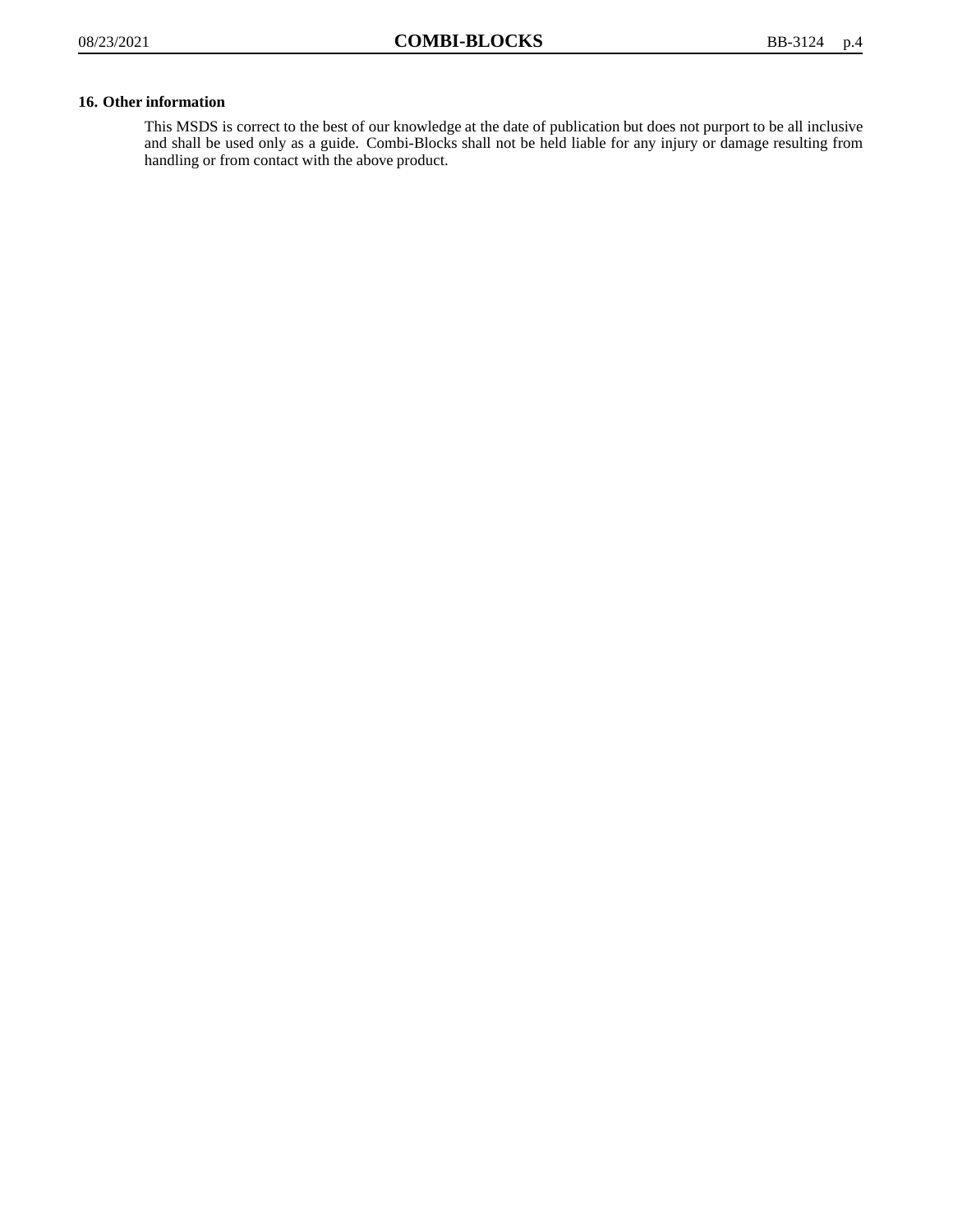## 16. Other information

This MSDS is correct to the best of our knowledge at the date of publication but does not purport to be all inclusive and shall be used only as a guide. Combi-Blocks shall not be held liable for any injury or damage resulting from handling or from contact with the above product.